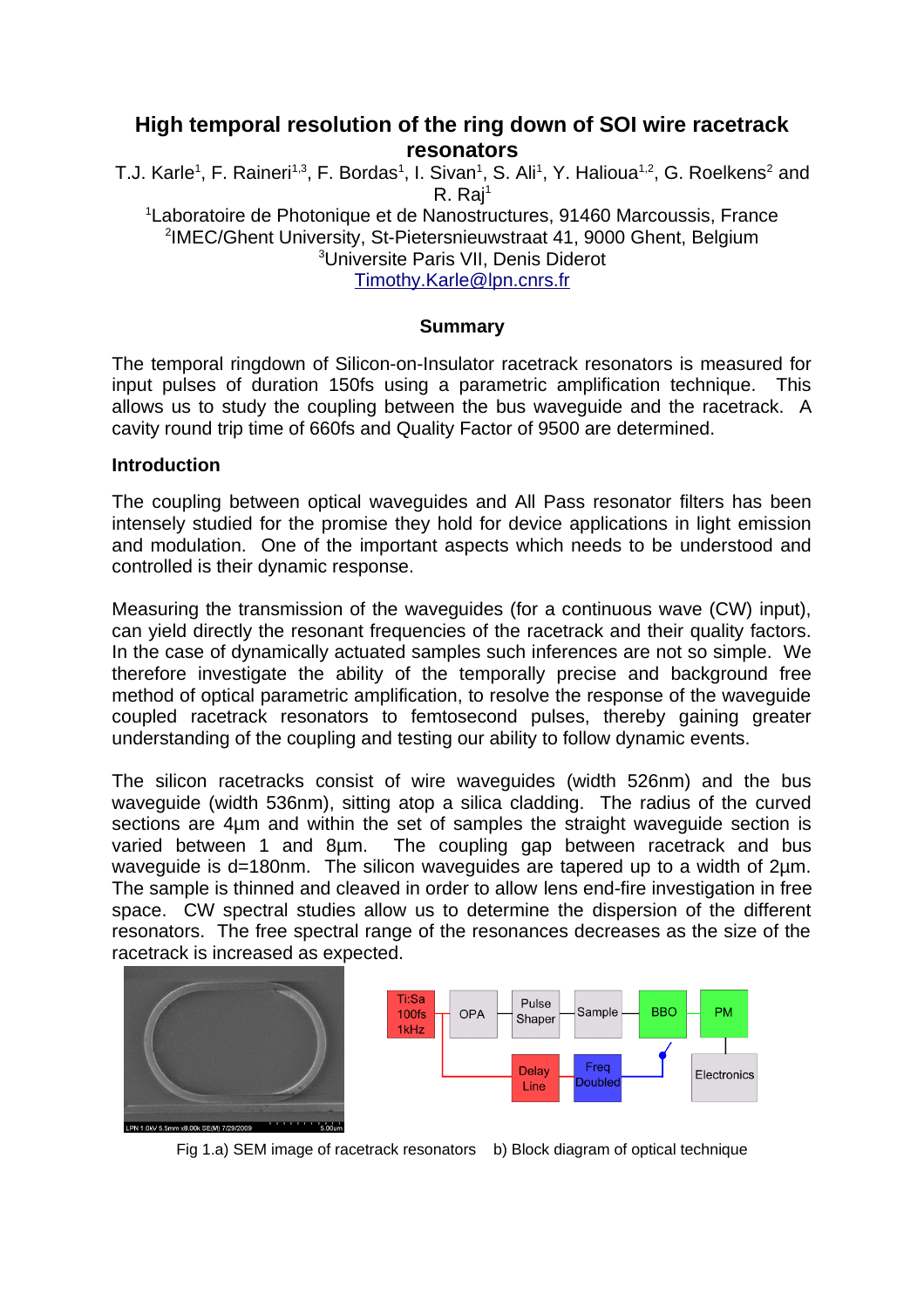# High temporal resolution of the ring down of SOI wire racetrack resonators

T.J. Karle[1], F. Raineri[1,3], F. Bordas[1], I. Sivan[1], S. Ali[1], Y. Halioua[1,2], G. Roelkens[2] and R. Raj[1]

[1]Laboratoire de Photonique et de Nanostructures, 91460 Marcoussis, France
[2]IMEC/Ghent University, St-Pietersnieuwstraat 41, 9000 Ghent, Belgium
[3]Universite Paris VII, Denis Diderot
Timothy.Karle@lpn.cnrs.fr

### Summary

The temporal ringdown of Silicon-on-Insulator racetrack resonators is measured for input pulses of duration 150fs using a parametric amplification technique. This allows us to study the coupling between the bus waveguide and the racetrack. A cavity round trip time of 660fs and Quality Factor of 9500 are determined.

### Introduction

The coupling between optical waveguides and All Pass resonator filters has been intensely studied for the promise they hold for device applications in light emission and modulation. One of the important aspects which needs to be understood and controlled is their dynamic response.

Measuring the transmission of the waveguides (for a continuous wave (CW) input), can yield directly the resonant frequencies of the racetrack and their quality factors. In the case of dynamically actuated samples such inferences are not so simple. We therefore investigate the ability of the temporally precise and background free method of optical parametric amplification, to resolve the response of the waveguide coupled racetrack resonators to femtosecond pulses, thereby gaining greater understanding of the coupling and testing our ability to follow dynamic events.

The silicon racetracks consist of wire waveguides (width 526nm) and the bus waveguide (width 536nm), sitting atop a silica cladding. The radius of the curved sections are 4µm and within the set of samples the straight waveguide section is varied between 1 and 8µm. The coupling gap between racetrack and bus waveguide is d=180nm. The silicon waveguides are tapered up to a width of 2µm. The sample is thinned and cleaved in order to allow lens end-fire investigation in free space. CW spectral studies allow us to determine the dispersion of the different resonators. The free spectral range of the resonances decreases as the size of the racetrack is increased as expected.

Fig 1.a) SEM image of racetrack resonators b) Block diagram of optical technique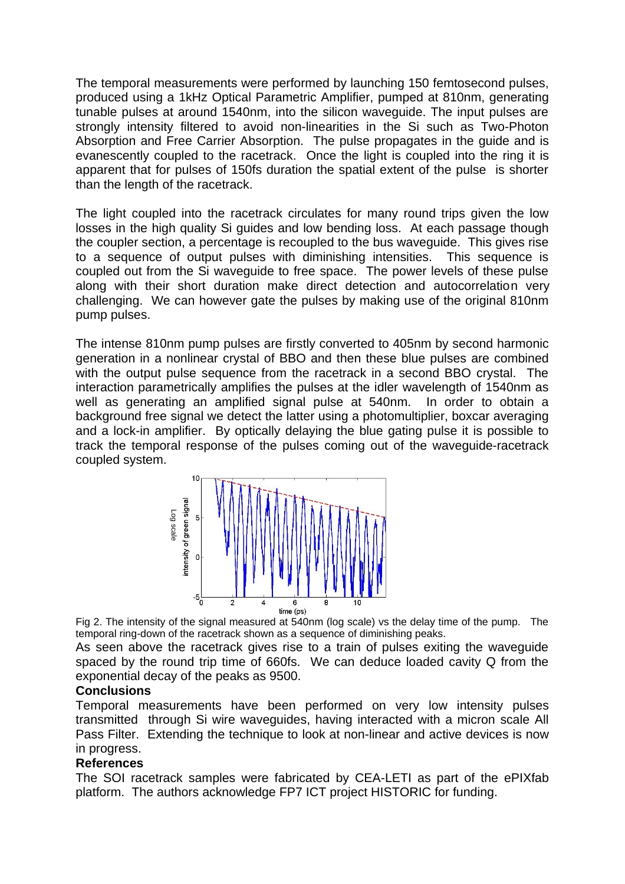The temporal measurements were performed by launching 150 femtosecond pulses, produced using a 1kHz Optical Parametric Amplifier, pumped at 810nm, generating tunable pulses at around 1540nm, into the silicon waveguide. The input pulses are strongly intensity filtered to avoid non-linearities in the Si such as Two-Photon Absorption and Free Carrier Absorption. The pulse propagates in the guide and is evanescently coupled to the racetrack. Once the light is coupled into the ring it is apparent that for pulses of 150fs duration the spatial extent of the pulse is shorter than the length of the racetrack.

The light coupled into the racetrack circulates for many round trips given the low losses in the high quality Si guides and low bending loss. At each passage though the coupler section, a percentage is recoupled to the bus waveguide. This gives rise to a sequence of output pulses with diminishing intensities. This sequence is coupled out from the Si waveguide to free space. The power levels of these pulse along with their short duration make direct detection and autocorrelation very challenging. We can however gate the pulses by making use of the original 810nm pump pulses.

The intense 810nm pump pulses are firstly converted to 405nm by second harmonic generation in a nonlinear crystal of BBO and then these blue pulses are combined with the output pulse sequence from the racetrack in a second BBO crystal. The interaction parametrically amplifies the pulses at the idler wavelength of 1540nm as well as generating an amplified signal pulse at 540nm. In order to obtain a background free signal we detect the latter using a photomultiplier, boxcar averaging and a lock-in amplifier. By optically delaying the blue gating pulse it is possible to track the temporal response of the pulses coming out of the waveguide-racetrack coupled system.

Log scale
intensity of green signal
10
5
0
-5
0
2
4
6
8
10
time (ps)

Fig 2. The intensity of the signal measured at 540nm (log scale) vs the delay time of the pump. The temporal ring-down of the racetrack shown as a sequence of diminishing peaks.

As seen above the racetrack gives rise to a train of pulses exiting the waveguide spaced by the round trip time of 660fs. We can deduce loaded cavity Q from the exponential decay of the peaks as 9500.

**Conclusions**

Temporal measurements have been performed on very low intensity pulses transmitted through Si wire waveguides, having interacted with a micron scale All Pass Filter. Extending the technique to look at non-linear and active devices is now in progress.

**References**

The SOI racetrack samples were fabricated by CEA-LETI as part of the ePIXfab platform. The authors acknowledge FP7 ICT project HISTORIC for funding.